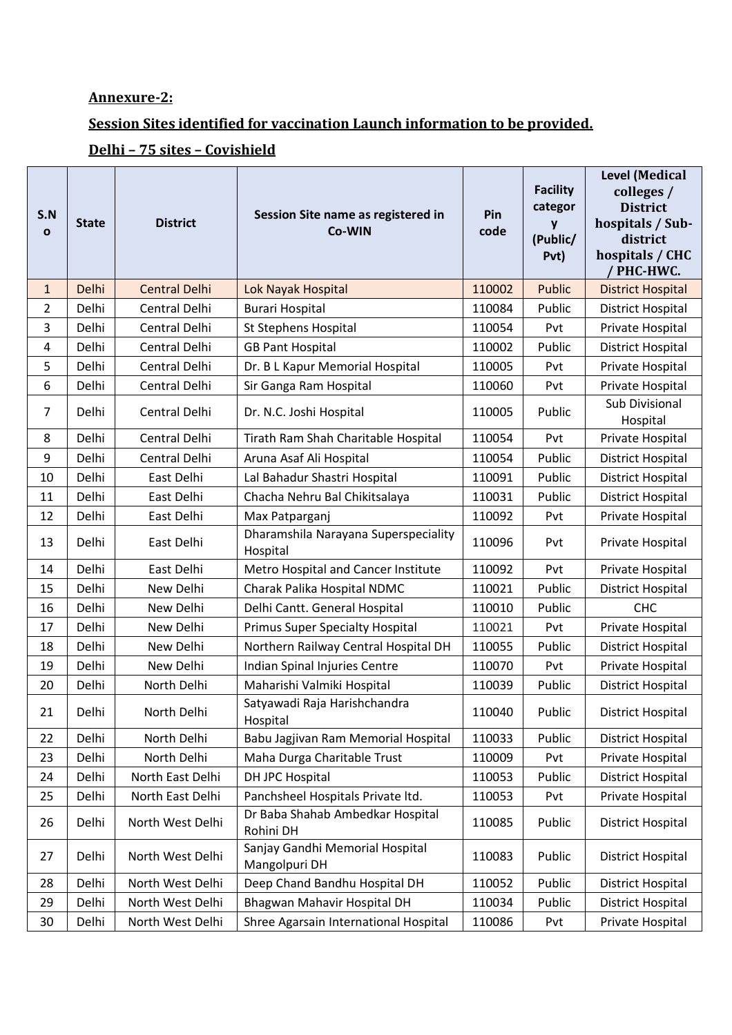**Annexure-2:**

**Session Sites identified for vaccination Launch information to be provided.**

**Delhi – 75 sites – Covishield**

| S.No | State | District | Session Site name as registered in Co-WIN | Pin code | Facility category (Public/ Pvt) | Level (Medical colleges / District hospitals / Sub-district hospitals / CHC / PHC-HWC. |
|---|---|---|---|---|---|---|
| 1 | Delhi | Central Delhi | Lok Nayak Hospital | 110002 | Public | District Hospital |
| 2 | Delhi | Central Delhi | Burari Hospital | 110084 | Public | District Hospital |
| 3 | Delhi | Central Delhi | St Stephens Hospital | 110054 | Pvt | Private Hospital |
| 4 | Delhi | Central Delhi | GB Pant Hospital | 110002 | Public | District Hospital |
| 5 | Delhi | Central Delhi | Dr. B L Kapur Memorial Hospital | 110005 | Pvt | Private Hospital |
| 6 | Delhi | Central Delhi | Sir Ganga Ram Hospital | 110060 | Pvt | Private Hospital |
| 7 | Delhi | Central Delhi | Dr. N.C. Joshi Hospital | 110005 | Public | Sub Divisional Hospital |
| 8 | Delhi | Central Delhi | Tirath Ram Shah Charitable Hospital | 110054 | Pvt | Private Hospital |
| 9 | Delhi | Central Delhi | Aruna Asaf Ali Hospital | 110054 | Public | District Hospital |
| 10 | Delhi | East Delhi | Lal Bahadur Shastri Hospital | 110091 | Public | District Hospital |
| 11 | Delhi | East Delhi | Chacha Nehru Bal Chikitsalaya | 110031 | Public | District Hospital |
| 12 | Delhi | East Delhi | Max Patparganj | 110092 | Pvt | Private Hospital |
| 13 | Delhi | East Delhi | Dharamshila Narayana Superspeciality Hospital | 110096 | Pvt | Private Hospital |
| 14 | Delhi | East Delhi | Metro Hospital and Cancer Institute | 110092 | Pvt | Private Hospital |
| 15 | Delhi | New Delhi | Charak Palika Hospital NDMC | 110021 | Public | District Hospital |
| 16 | Delhi | New Delhi | Delhi Cantt. General Hospital | 110010 | Public | CHC |
| 17 | Delhi | New Delhi | Primus Super Specialty Hospital | 110021 | Pvt | Private Hospital |
| 18 | Delhi | New Delhi | Northern Railway Central Hospital DH | 110055 | Public | District Hospital |
| 19 | Delhi | New Delhi | Indian Spinal Injuries Centre | 110070 | Pvt | Private Hospital |
| 20 | Delhi | North Delhi | Maharishi Valmiki Hospital | 110039 | Public | District Hospital |
| 21 | Delhi | North Delhi | Satyawadi Raja Harishchandra Hospital | 110040 | Public | District Hospital |
| 22 | Delhi | North Delhi | Babu Jagjivan Ram Memorial Hospital | 110033 | Public | District Hospital |
| 23 | Delhi | North Delhi | Maha Durga Charitable Trust | 110009 | Pvt | Private Hospital |
| 24 | Delhi | North East Delhi | DH JPC Hospital | 110053 | Public | District Hospital |
| 25 | Delhi | North East Delhi | Panchsheel Hospitals Private ltd. | 110053 | Pvt | Private Hospital |
| 26 | Delhi | North West Delhi | Dr Baba Shahab Ambedkar Hospital Rohini DH | 110085 | Public | District Hospital |
| 27 | Delhi | North West Delhi | Sanjay Gandhi Memorial Hospital Mangolpuri DH | 110083 | Public | District Hospital |
| 28 | Delhi | North West Delhi | Deep Chand Bandhu Hospital DH | 110052 | Public | District Hospital |
| 29 | Delhi | North West Delhi | Bhagwan Mahavir Hospital DH | 110034 | Public | District Hospital |
| 30 | Delhi | North West Delhi | Shree Agarsain International Hospital | 110086 | Pvt | Private Hospital |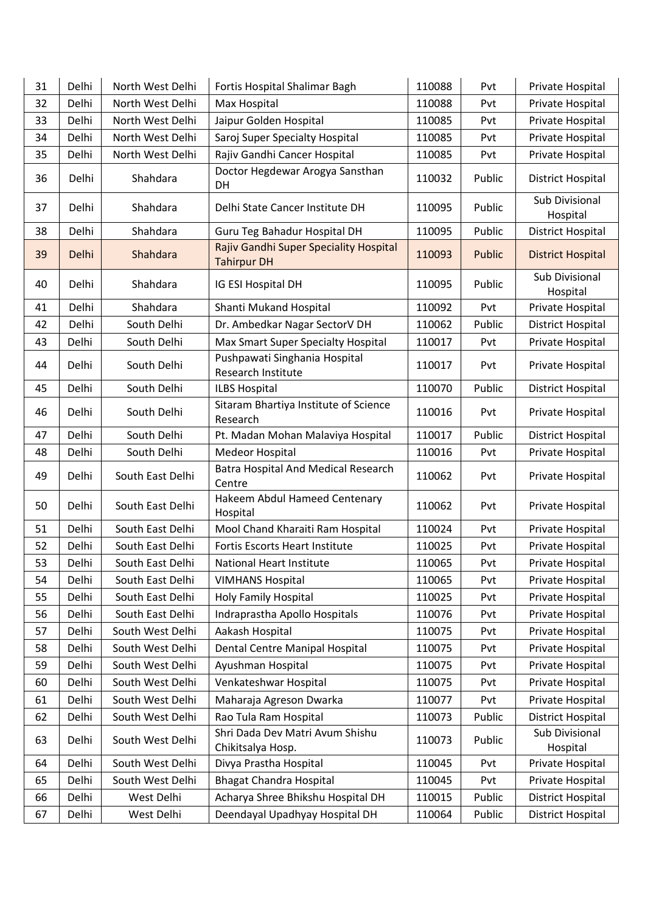| 31 | Delhi | North West Delhi | Fortis Hospital Shalimar Bagh | 110088 | Pvt | Private Hospital |
|---|---|---|---|---|---|---|
| 32 | Delhi | North West Delhi | Max Hospital | 110088 | Pvt | Private Hospital |
| 33 | Delhi | North West Delhi | Jaipur Golden Hospital | 110085 | Pvt | Private Hospital |
| 34 | Delhi | North West Delhi | Saroj Super Specialty Hospital | 110085 | Pvt | Private Hospital |
| 35 | Delhi | North West Delhi | Rajiv Gandhi Cancer Hospital | 110085 | Pvt | Private Hospital |
| 36 | Delhi | Shahdara | Doctor Hegdewar Arogya Sansthan DH | 110032 | Public | District Hospital |
| 37 | Delhi | Shahdara | Delhi State Cancer Institute DH | 110095 | Public | Sub Divisional Hospital |
| 38 | Delhi | Shahdara | Guru Teg Bahadur Hospital DH | 110095 | Public | District Hospital |
| 39 | Delhi | Shahdara | Rajiv Gandhi Super Speciality Hospital Tahirpur DH | 110093 | Public | District Hospital |
| 40 | Delhi | Shahdara | IG ESI Hospital DH | 110095 | Public | Sub Divisional Hospital |
| 41 | Delhi | Shahdara | Shanti Mukand Hospital | 110092 | Pvt | Private Hospital |
| 42 | Delhi | South Delhi | Dr. Ambedkar Nagar SectorV DH | 110062 | Public | District Hospital |
| 43 | Delhi | South Delhi | Max Smart Super Specialty Hospital | 110017 | Pvt | Private Hospital |
| 44 | Delhi | South Delhi | Pushpawati Singhania Hospital Research Institute | 110017 | Pvt | Private Hospital |
| 45 | Delhi | South Delhi | ILBS Hospital | 110070 | Public | District Hospital |
| 46 | Delhi | South Delhi | Sitaram Bhartiya Institute of Science Research | 110016 | Pvt | Private Hospital |
| 47 | Delhi | South Delhi | Pt. Madan Mohan Malaviya Hospital | 110017 | Public | District Hospital |
| 48 | Delhi | South Delhi | Medeor Hospital | 110016 | Pvt | Private Hospital |
| 49 | Delhi | South East Delhi | Batra Hospital And Medical Research Centre | 110062 | Pvt | Private Hospital |
| 50 | Delhi | South East Delhi | Hakeem Abdul Hameed Centenary Hospital | 110062 | Pvt | Private Hospital |
| 51 | Delhi | South East Delhi | Mool Chand Kharaiti Ram Hospital | 110024 | Pvt | Private Hospital |
| 52 | Delhi | South East Delhi | Fortis Escorts Heart Institute | 110025 | Pvt | Private Hospital |
| 53 | Delhi | South East Delhi | National Heart Institute | 110065 | Pvt | Private Hospital |
| 54 | Delhi | South East Delhi | VIMHANS Hospital | 110065 | Pvt | Private Hospital |
| 55 | Delhi | South East Delhi | Holy Family Hospital | 110025 | Pvt | Private Hospital |
| 56 | Delhi | South East Delhi | Indraprastha Apollo Hospitals | 110076 | Pvt | Private Hospital |
| 57 | Delhi | South West Delhi | Aakash Hospital | 110075 | Pvt | Private Hospital |
| 58 | Delhi | South West Delhi | Dental Centre Manipal Hospital | 110075 | Pvt | Private Hospital |
| 59 | Delhi | South West Delhi | Ayushman Hospital | 110075 | Pvt | Private Hospital |
| 60 | Delhi | South West Delhi | Venkateshwar Hospital | 110075 | Pvt | Private Hospital |
| 61 | Delhi | South West Delhi | Maharaja Agreson Dwarka | 110077 | Pvt | Private Hospital |
| 62 | Delhi | South West Delhi | Rao Tula Ram Hospital | 110073 | Public | District Hospital |
| 63 | Delhi | South West Delhi | Shri Dada Dev Matri Avum Shishu Chikitsalya Hosp. | 110073 | Public | Sub Divisional Hospital |
| 64 | Delhi | South West Delhi | Divya Prastha Hospital | 110045 | Pvt | Private Hospital |
| 65 | Delhi | South West Delhi | Bhagat Chandra Hospital | 110045 | Pvt | Private Hospital |
| 66 | Delhi | West Delhi | Acharya Shree Bhikshu Hospital DH | 110015 | Public | District Hospital |
| 67 | Delhi | West Delhi | Deendayal Upadhyay Hospital DH | 110064 | Public | District Hospital |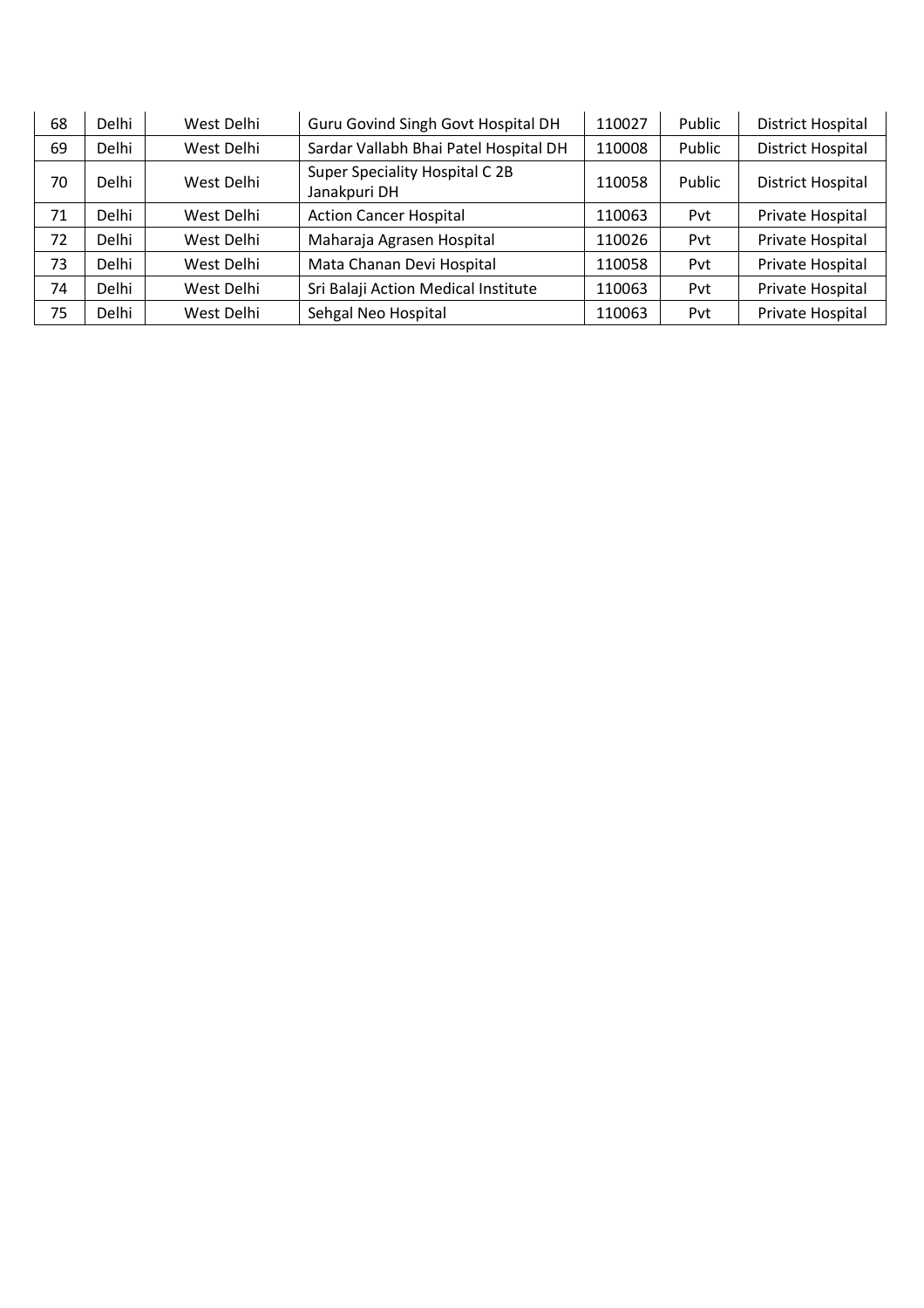| | | | | | | |
|---|---|---|---|---|---|---|
| 68 | Delhi | West Delhi | Guru Govind Singh Govt Hospital DH | 110027 | Public | District Hospital |
| 69 | Delhi | West Delhi | Sardar Vallabh Bhai Patel Hospital DH | 110008 | Public | District Hospital |
| 70 | Delhi | West Delhi | Super Speciality Hospital C 2B Janakpuri DH | 110058 | Public | District Hospital |
| 71 | Delhi | West Delhi | Action Cancer Hospital | 110063 | Pvt | Private Hospital |
| 72 | Delhi | West Delhi | Maharaja Agrasen Hospital | 110026 | Pvt | Private Hospital |
| 73 | Delhi | West Delhi | Mata Chanan Devi Hospital | 110058 | Pvt | Private Hospital |
| 74 | Delhi | West Delhi | Sri Balaji Action Medical Institute | 110063 | Pvt | Private Hospital |
| 75 | Delhi | West Delhi | Sehgal Neo Hospital | 110063 | Pvt | Private Hospital |